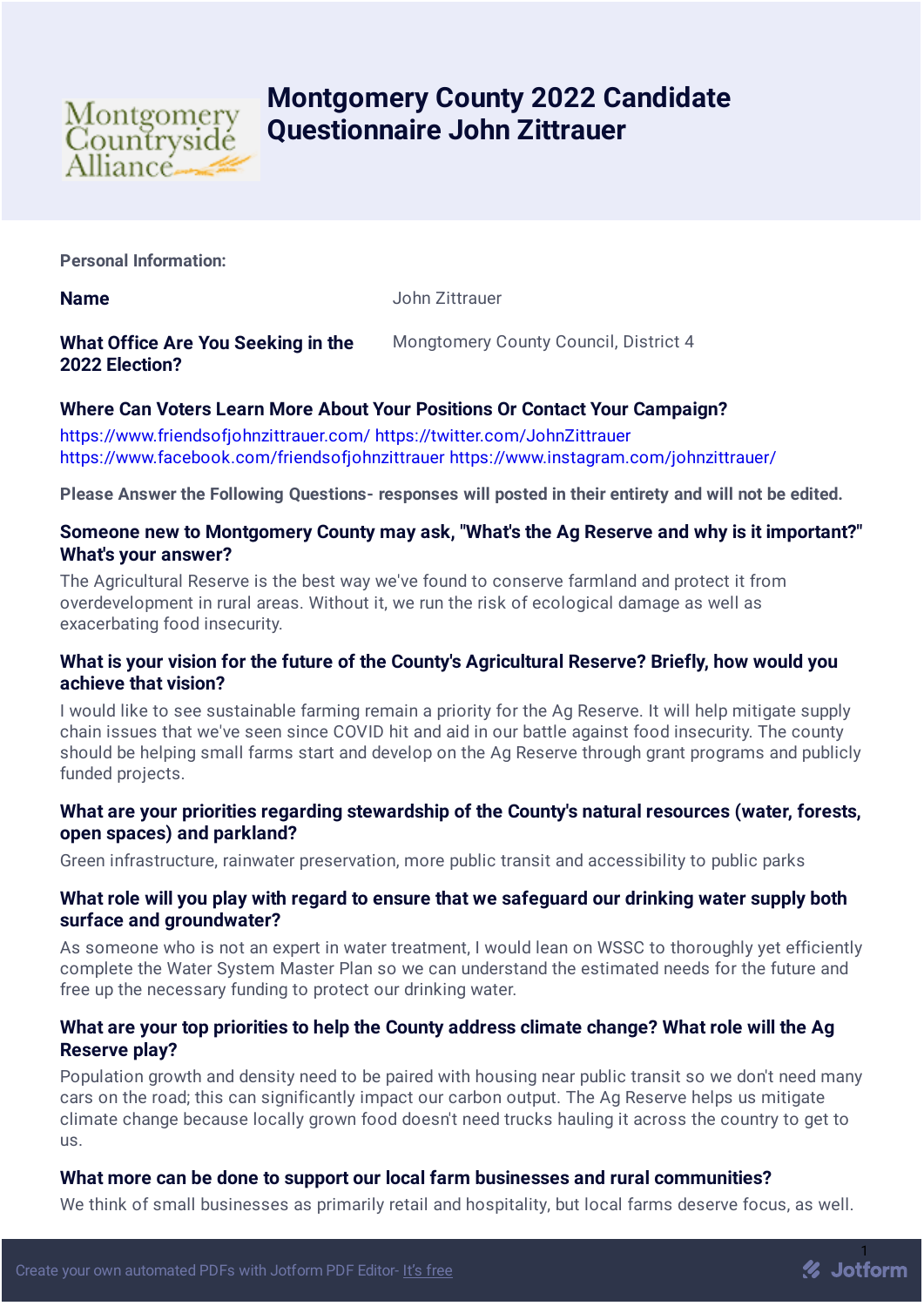# Montgomery County 2022 Candidate Questionnaire John Zittrauer

**Personal Information:**

**Name** John Zittrauer

**What Office Are You Seeking in the 2022 Election?** Mongtomery County Council, District 4

**Where Can Voters Learn More About Your Positions Or Contact Your Campaign?**

https://www.friendsofjohnzittrauer.com/ https://twitter.com/JohnZittrauer https://www.facebook.com/friendsofjohnzittrauer https://www.instagram.com/johnzittrauer/

**Please Answer the Following Questions- responses will posted in their entirety and will not be edited.**

**Someone new to Montgomery County may ask, "What's the Ag Reserve and why is it important?" What's your answer?**

The Agricultural Reserve is the best way we've found to conserve farmland and protect it from overdevelopment in rural areas. Without it, we run the risk of ecological damage as well as exacerbating food insecurity.

**What is your vision for the future of the County's Agricultural Reserve? Briefly, how would you achieve that vision?**

I would like to see sustainable farming remain a priority for the Ag Reserve. It will help mitigate supply chain issues that we've seen since COVID hit and aid in our battle against food insecurity. The county should be helping small farms start and develop on the Ag Reserve through grant programs and publicly funded projects.

**What are your priorities regarding stewardship of the County's natural resources (water, forests, open spaces) and parkland?**

Green infrastructure, rainwater preservation, more public transit and accessibility to public parks

**What role will you play with regard to ensure that we safeguard our drinking water supply both surface and groundwater?**

As someone who is not an expert in water treatment, I would lean on WSSC to thoroughly yet efficiently complete the Water System Master Plan so we can understand the estimated needs for the future and free up the necessary funding to protect our drinking water.

**What are your top priorities to help the County address climate change? What role will the Ag Reserve play?**

Population growth and density need to be paired with housing near public transit so we don't need many cars on the road; this can significantly impact our carbon output. The Ag Reserve helps us mitigate climate change because locally grown food doesn't need trucks hauling it across the country to get to us.

**What more can be done to support our local farm businesses and rural communities?**

We think of small businesses as primarily retail and hospitality, but local farms deserve focus, as well.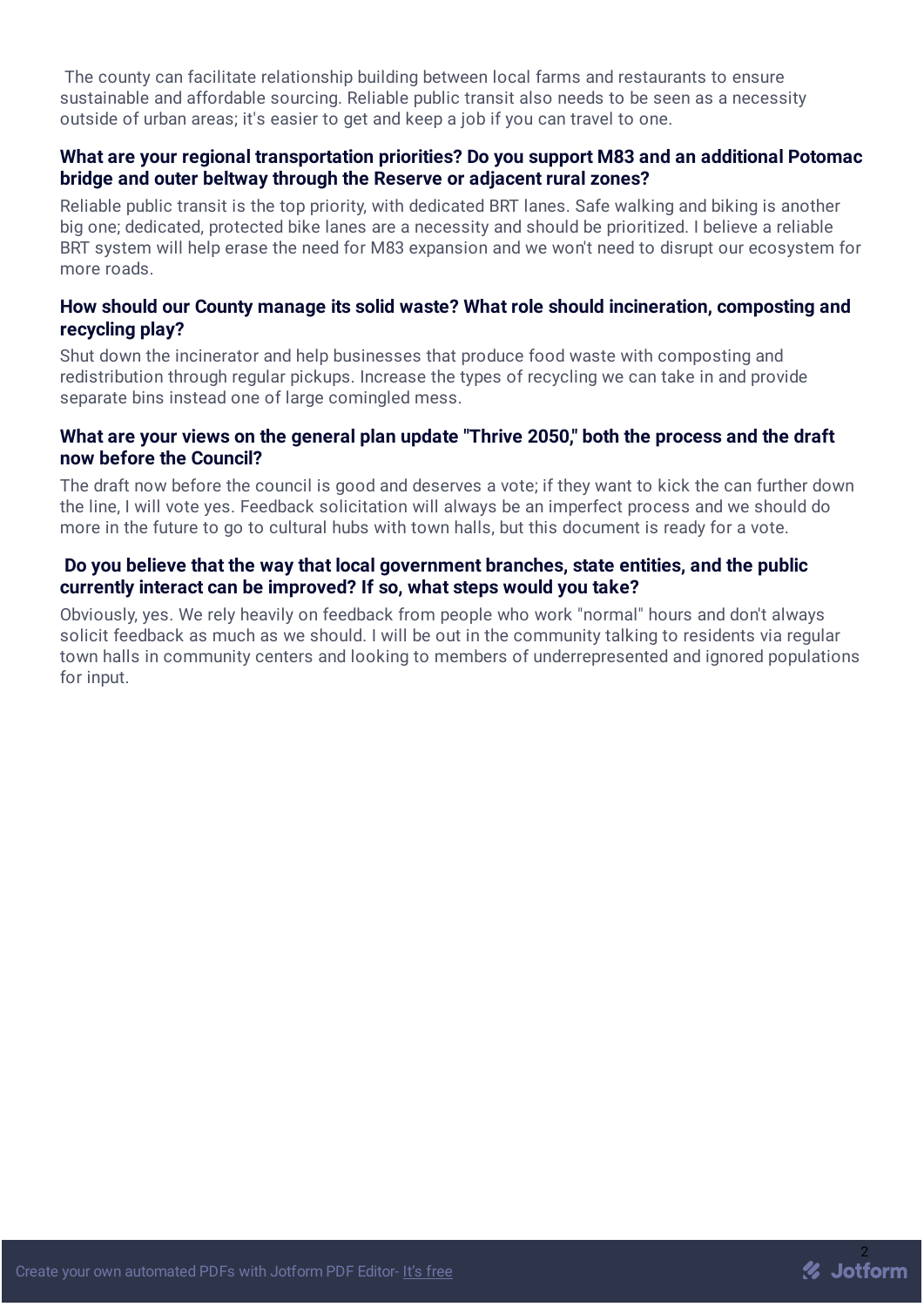The county can facilitate relationship building between local farms and restaurants to ensure sustainable and affordable sourcing. Reliable public transit also needs to be seen as a necessity outside of urban areas; it's easier to get and keep a job if you can travel to one.

### What are your regional transportation priorities? Do you support M83 and an additional Potomac bridge and outer beltway through the Reserve or adjacent rural zones?

Reliable public transit is the top priority, with dedicated BRT lanes. Safe walking and biking is another big one; dedicated, protected bike lanes are a necessity and should be prioritized. I believe a reliable BRT system will help erase the need for M83 expansion and we won't need to disrupt our ecosystem for more roads.

### How should our County manage its solid waste? What role should incineration, composting and recycling play?

Shut down the incinerator and help businesses that produce food waste with composting and redistribution through regular pickups. Increase the types of recycling we can take in and provide separate bins instead one of large comingled mess.

### What are your views on the general plan update "Thrive 2050," both the process and the draft now before the Council?

The draft now before the council is good and deserves a vote; if they want to kick the can further down the line, I will vote yes. Feedback solicitation will always be an imperfect process and we should do more in the future to go to cultural hubs with town halls, but this document is ready for a vote.

### Do you believe that the way that local government branches, state entities, and the public currently interact can be improved? If so, what steps would you take?

Obviously, yes. We rely heavily on feedback from people who work "normal" hours and don't always solicit feedback as much as we should. I will be out in the community talking to residents via regular town halls in community centers and looking to members of underrepresented and ignored populations for input.